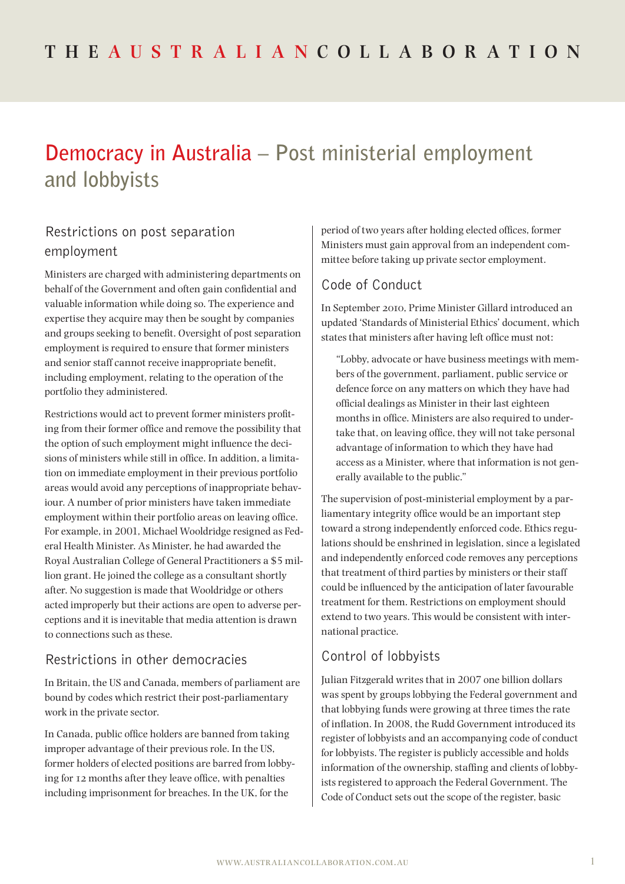THE AUSTRALIAN COLLABORATION

# Democracy in Australia – Post ministerial employment and lobbyists

## Restrictions on post separation employment

Ministers are charged with administering departments on behalf of the Government and often gain confidential and valuable information while doing so. The experience and expertise they acquire may then be sought by companies and groups seeking to benefit. Oversight of post separation employment is required to ensure that former ministers and senior staff cannot receive inappropriate benefit, including employment, relating to the operation of the portfolio they administered.

Restrictions would act to prevent former ministers profiting from their former office and remove the possibility that the option of such employment might influence the decisions of ministers while still in office. In addition, a limitation on immediate employment in their previous portfolio areas would avoid any perceptions of inappropriate behaviour. A number of prior ministers have taken immediate employment within their portfolio areas on leaving office. For example, in 2001, Michael Wooldridge resigned as Federal Health Minister. As Minister, he had awarded the Royal Australian College of General Practitioners a $5 million grant. He joined the college as a consultant shortly after. No suggestion is made that Wooldridge or others acted improperly but their actions are open to adverse perceptions and it is inevitable that media attention is drawn to connections such as these.

## Restrictions in other democracies

In Britain, the US and Canada, members of parliament are bound by codes which restrict their post-parliamentary work in the private sector.

In Canada, public office holders are banned from taking improper advantage of their previous role. In the US, former holders of elected positions are barred from lobbying for 12 months after they leave office, with penalties including imprisonment for breaches. In the UK, for the period of two years after holding elected offices, former Ministers must gain approval from an independent committee before taking up private sector employment.

## Code of Conduct

In September 2010, Prime Minister Gillard introduced an updated 'Standards of Ministerial Ethics' document, which states that ministers after having left office must not:

> "Lobby, advocate or have business meetings with members of the government, parliament, public service or defence force on any matters on which they have had official dealings as Minister in their last eighteen months in office. Ministers are also required to undertake that, on leaving office, they will not take personal advantage of information to which they have had access as a Minister, where that information is not generally available to the public."

The supervision of post-ministerial employment by a parliamentary integrity office would be an important step toward a strong independently enforced code. Ethics regulations should be enshrined in legislation, since a legislated and independently enforced code removes any perceptions that treatment of third parties by ministers or their staff could be influenced by the anticipation of later favourable treatment for them. Restrictions on employment should extend to two years. This would be consistent with international practice.

## Control of lobbyists

Julian Fitzgerald writes that in 2007 one billion dollars was spent by groups lobbying the Federal government and that lobbying funds were growing at three times the rate of inflation. In 2008, the Rudd Government introduced its register of lobbyists and an accompanying code of conduct for lobbyists. The register is publicly accessible and holds information of the ownership, staffing and clients of lobbyists registered to approach the Federal Government. The Code of Conduct sets out the scope of the register, basic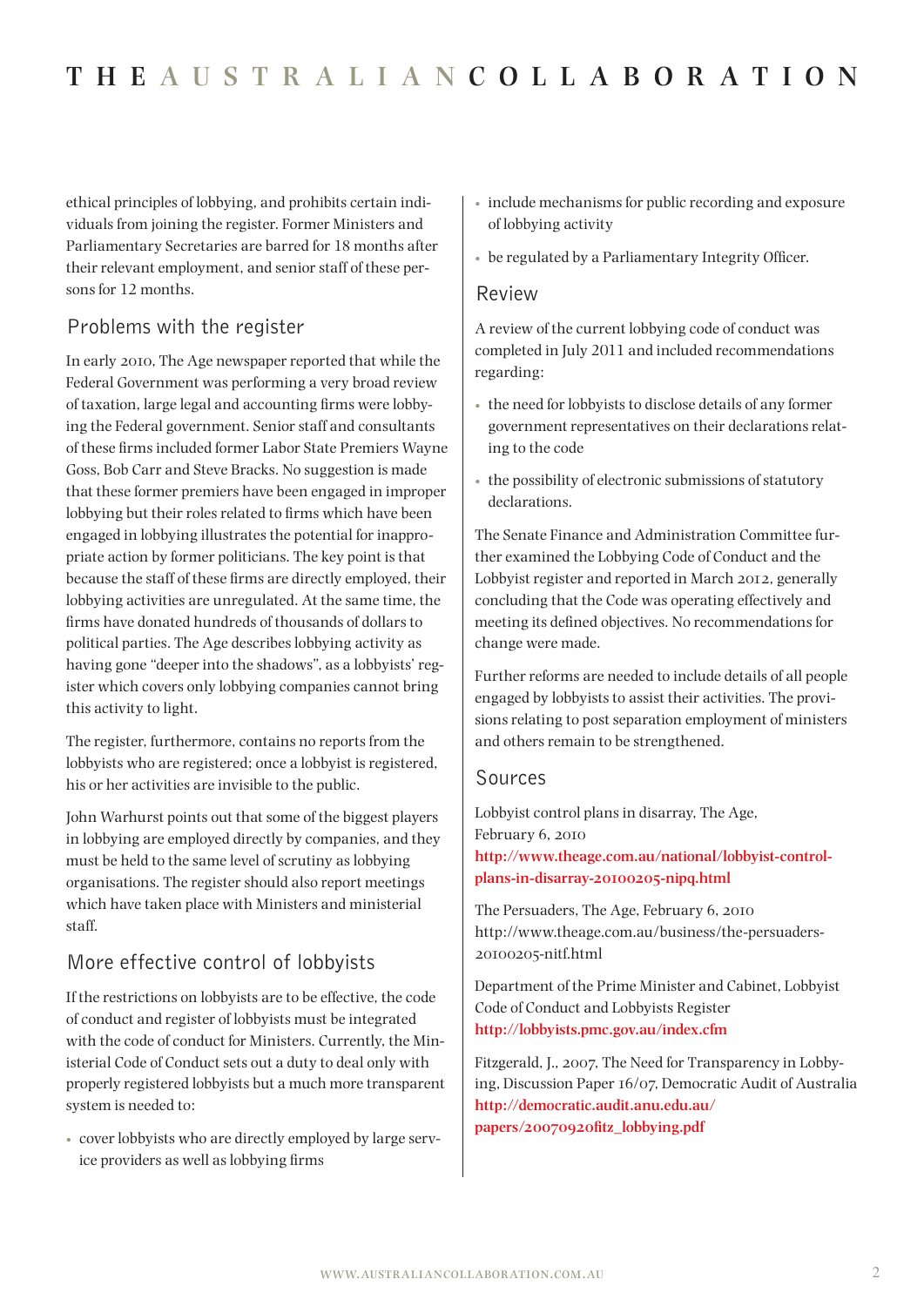ethical principles of lobbying, and prohibits certain individuals from joining the register. Former Ministers and Parliamentary Secretaries are barred for 18 months after their relevant employment, and senior staff of these persons for 12 months.

## Problems with the register

In early 2010, The Age newspaper reported that while the Federal Government was performing a very broad review of taxation, large legal and accounting firms were lobbying the Federal government. Senior staff and consultants of these firms included former Labor State Premiers Wayne Goss, Bob Carr and Steve Bracks. No suggestion is made that these former premiers have been engaged in improper lobbying but their roles related to firms which have been engaged in lobbying illustrates the potential for inappropriate action by former politicians. The key point is that because the staff of these firms are directly employed, their lobbying activities are unregulated. At the same time, the firms have donated hundreds of thousands of dollars to political parties. The Age describes lobbying activity as having gone "deeper into the shadows", as a lobbyists' register which covers only lobbying companies cannot bring this activity to light.

The register, furthermore, contains no reports from the lobbyists who are registered; once a lobbyist is registered, his or her activities are invisible to the public.

John Warhurst points out that some of the biggest players in lobbying are employed directly by companies, and they must be held to the same level of scrutiny as lobbying organisations. The register should also report meetings which have taken place with Ministers and ministerial staff.

## More effective control of lobbyists

If the restrictions on lobbyists are to be effective, the code of conduct and register of lobbyists must be integrated with the code of conduct for Ministers. Currently, the Ministerial Code of Conduct sets out a duty to deal only with properly registered lobbyists but a much more transparent system is needed to:

- cover lobbyists who are directly employed by large service providers as well as lobbying firms
- include mechanisms for public recording and exposure of lobbying activity
- be regulated by a Parliamentary Integrity Officer.

## Review

A review of the current lobbying code of conduct was completed in July 2011 and included recommendations regarding:

- the need for lobbyists to disclose details of any former government representatives on their declarations relating to the code
- the possibility of electronic submissions of statutory declarations.

The Senate Finance and Administration Committee further examined the Lobbying Code of Conduct and the Lobbyist register and reported in March 2012, generally concluding that the Code was operating effectively and meeting its defined objectives. No recommendations for change were made.

Further reforms are needed to include details of all people engaged by lobbyists to assist their activities. The provisions relating to post separation employment of ministers and others remain to be strengthened.

## Sources

Lobbyist control plans in disarray, The Age, February 6, 2010
**http://www.theage.com.au/national/lobbyist-control-plans-in-disarray-20100205-nipq.html**

The Persuaders, The Age, February 6, 2010
http://www.theage.com.au/business/the-persuaders-20100205-nitf.html

Department of the Prime Minister and Cabinet, Lobbyist Code of Conduct and Lobbyists Register
**http://lobbyists.pmc.gov.au/index.cfm**

Fitzgerald, J., 2007, The Need for Transparency in Lobbying, Discussion Paper 16/07, Democratic Audit of Australia
**http://democratic.audit.anu.edu.au/papers/20070920fitz_lobbying.pdf**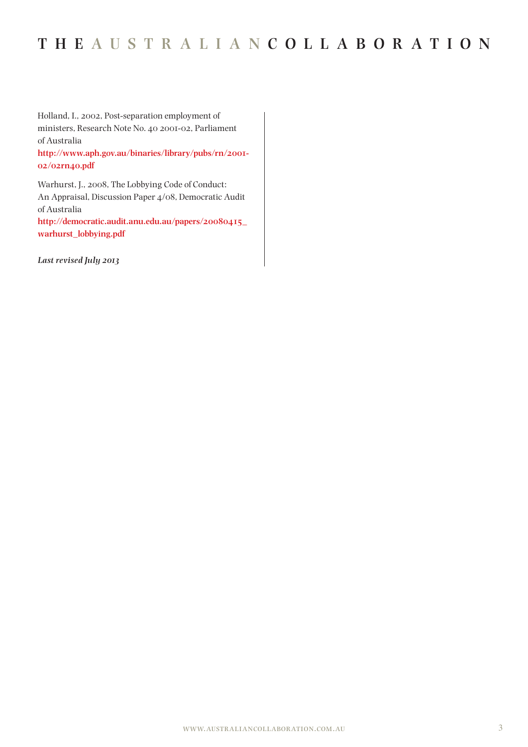Holland, I., 2002, Post-separation employment of ministers, Research Note No. 40 2001-02, Parliament of Australia
**http://www.aph.gov.au/binaries/library/pubs/rn/2001-02/02rn40.pdf**

Warhurst, J., 2008, The Lobbying Code of Conduct: An Appraisal, Discussion Paper 4/08, Democratic Audit of Australia
**http://democratic.audit.anu.edu.au/papers/20080415_warhurst_lobbying.pdf**

***Last revised July 2013***